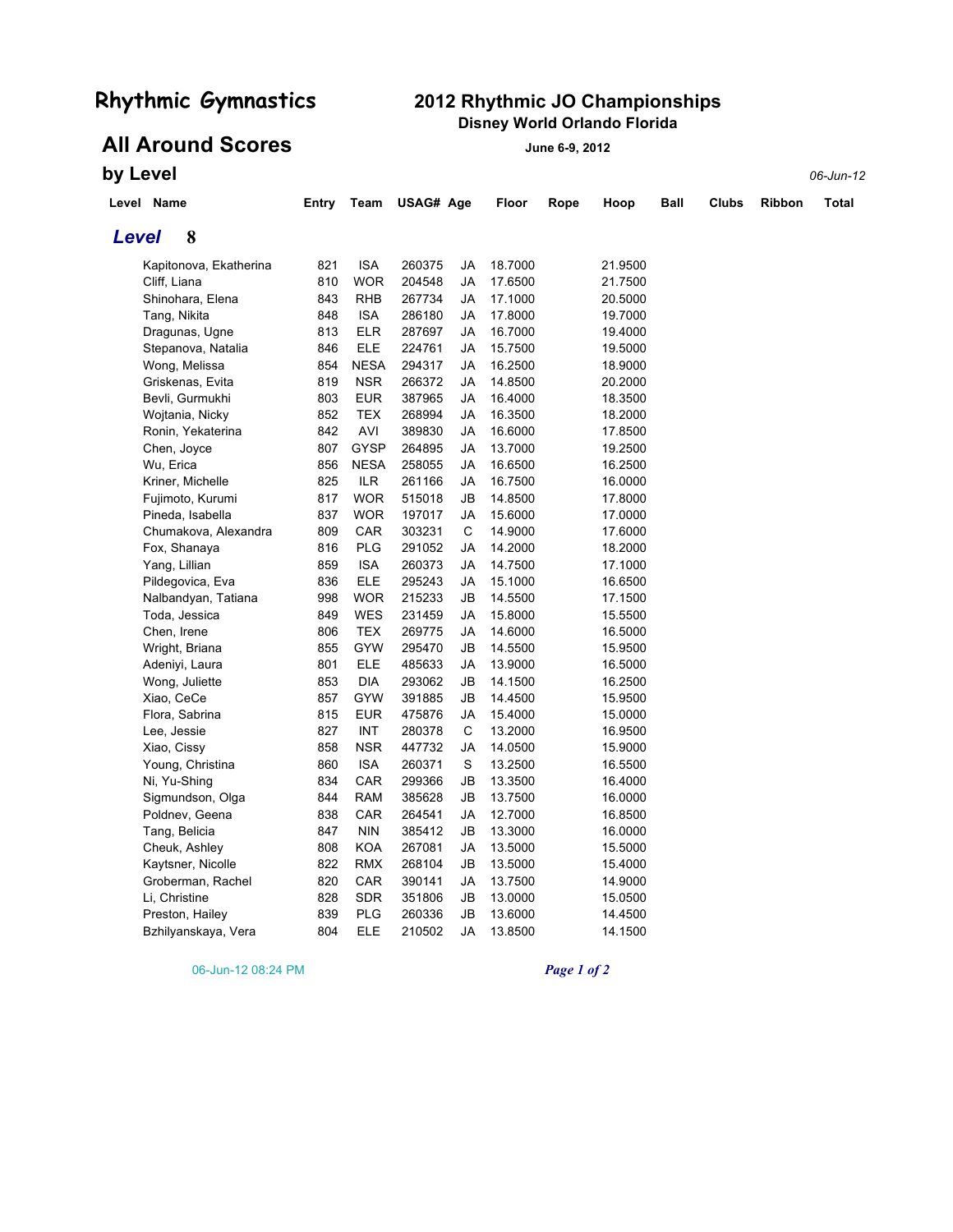# Rhythmic Gymnastics

## 2012 Rhythmic JO Championships

**Disney World Orlando Florida**

**June 6-9, 2012**

## All Around Scores by Level

06-Jun-12

| Level | Name | Entry | Team | USAG# | Age | Floor | Rope | Hoop | Ball | Clubs | Ribbon | Total |
|---|---|---|---|---|---|---|---|---|---|---|---|---|
| ***Level 8*** | | | | | | | | | | | | |
| | Kapitonova, Ekatherina | 821 | ISA | 260375 | JA | 18.7000 | | 21.9500 | | | | |
| | Cliff, Liana | 810 | WOR | 204548 | JA | 17.6500 | | 21.7500 | | | | |
| | Shinohara, Elena | 843 | RHB | 267734 | JA | 17.1000 | | 20.5000 | | | | |
| | Tang, Nikita | 848 | ISA | 286180 | JA | 17.8000 | | 19.7000 | | | | |
| | Dragunas, Ugne | 813 | ELR | 287697 | JA | 16.7000 | | 19.4000 | | | | |
| | Stepanova, Natalia | 846 | ELE | 224761 | JA | 15.7500 | | 19.5000 | | | | |
| | Wong, Melissa | 854 | NESA | 294317 | JA | 16.2500 | | 18.9000 | | | | |
| | Griskenas, Evita | 819 | NSR | 266372 | JA | 14.8500 | | 20.2000 | | | | |
| | Bevli, Gurmukhi | 803 | EUR | 387965 | JA | 16.4000 | | 18.3500 | | | | |
| | Wojtania, Nicky | 852 | TEX | 268994 | JA | 16.3500 | | 18.2000 | | | | |
| | Ronin, Yekaterina | 842 | AVI | 389830 | JA | 16.6000 | | 17.8500 | | | | |
| | Chen, Joyce | 807 | GYSP | 264895 | JA | 13.7000 | | 19.2500 | | | | |
| | Wu, Erica | 856 | NESA | 258055 | JA | 16.6500 | | 16.2500 | | | | |
| | Kriner, Michelle | 825 | ILR | 261166 | JA | 16.7500 | | 16.0000 | | | | |
| | Fujimoto, Kurumi | 817 | WOR | 515018 | JB | 14.8500 | | 17.8000 | | | | |
| | Pineda, Isabella | 837 | WOR | 197017 | JA | 15.6000 | | 17.0000 | | | | |
| | Chumakova, Alexandra | 809 | CAR | 303231 | C | 14.9000 | | 17.6000 | | | | |
| | Fox, Shanaya | 816 | PLG | 291052 | JA | 14.2000 | | 18.2000 | | | | |
| | Yang, Lillian | 859 | ISA | 260373 | JA | 14.7500 | | 17.1000 | | | | |
| | Pildegovica, Eva | 836 | ELE | 295243 | JA | 15.1000 | | 16.6500 | | | | |
| | Nalbandyan, Tatiana | 998 | WOR | 215233 | JB | 14.5500 | | 17.1500 | | | | |
| | Toda, Jessica | 849 | WES | 231459 | JA | 15.8000 | | 15.5500 | | | | |
| | Chen, Irene | 806 | TEX | 269775 | JA | 14.6000 | | 16.5000 | | | | |
| | Wright, Briana | 855 | GYW | 295470 | JB | 14.5500 | | 15.9500 | | | | |
| | Adeniyi, Laura | 801 | ELE | 485633 | JA | 13.9000 | | 16.5000 | | | | |
| | Wong, Juliette | 853 | DIA | 293062 | JB | 14.1500 | | 16.2500 | | | | |
| | Xiao, CeCe | 857 | GYW | 391885 | JB | 14.4500 | | 15.9500 | | | | |
| | Flora, Sabrina | 815 | EUR | 475876 | JA | 15.4000 | | 15.0000 | | | | |
| | Lee, Jessie | 827 | INT | 280378 | C | 13.2000 | | 16.9500 | | | | |
| | Xiao, Cissy | 858 | NSR | 447732 | JA | 14.0500 | | 15.9000 | | | | |
| | Young, Christina | 860 | ISA | 260371 | S | 13.2500 | | 16.5500 | | | | |
| | Ni, Yu-Shing | 834 | CAR | 299366 | JB | 13.3500 | | 16.4000 | | | | |
| | Sigmundson, Olga | 844 | RAM | 385628 | JB | 13.7500 | | 16.0000 | | | | |
| | Poldnev, Geena | 838 | CAR | 264541 | JA | 12.7000 | | 16.8500 | | | | |
| | Tang, Belicia | 847 | NIN | 385412 | JB | 13.3000 | | 16.0000 | | | | |
| | Cheuk, Ashley | 808 | KOA | 267081 | JA | 13.5000 | | 15.5000 | | | | |
| | Kaytsner, Nicolle | 822 | RMX | 268104 | JB | 13.5000 | | 15.4000 | | | | |
| | Groberman, Rachel | 820 | CAR | 390141 | JA | 13.7500 | | 14.9000 | | | | |
| | Li, Christine | 828 | SDR | 351806 | JB | 13.0000 | | 15.0500 | | | | |
| | Preston, Hailey | 839 | PLG | 260336 | JB | 13.6000 | | 14.4500 | | | | |
| | Bzhilyanskaya, Vera | 804 | ELE | 210502 | JA | 13.8500 | | 14.1500 | | | | |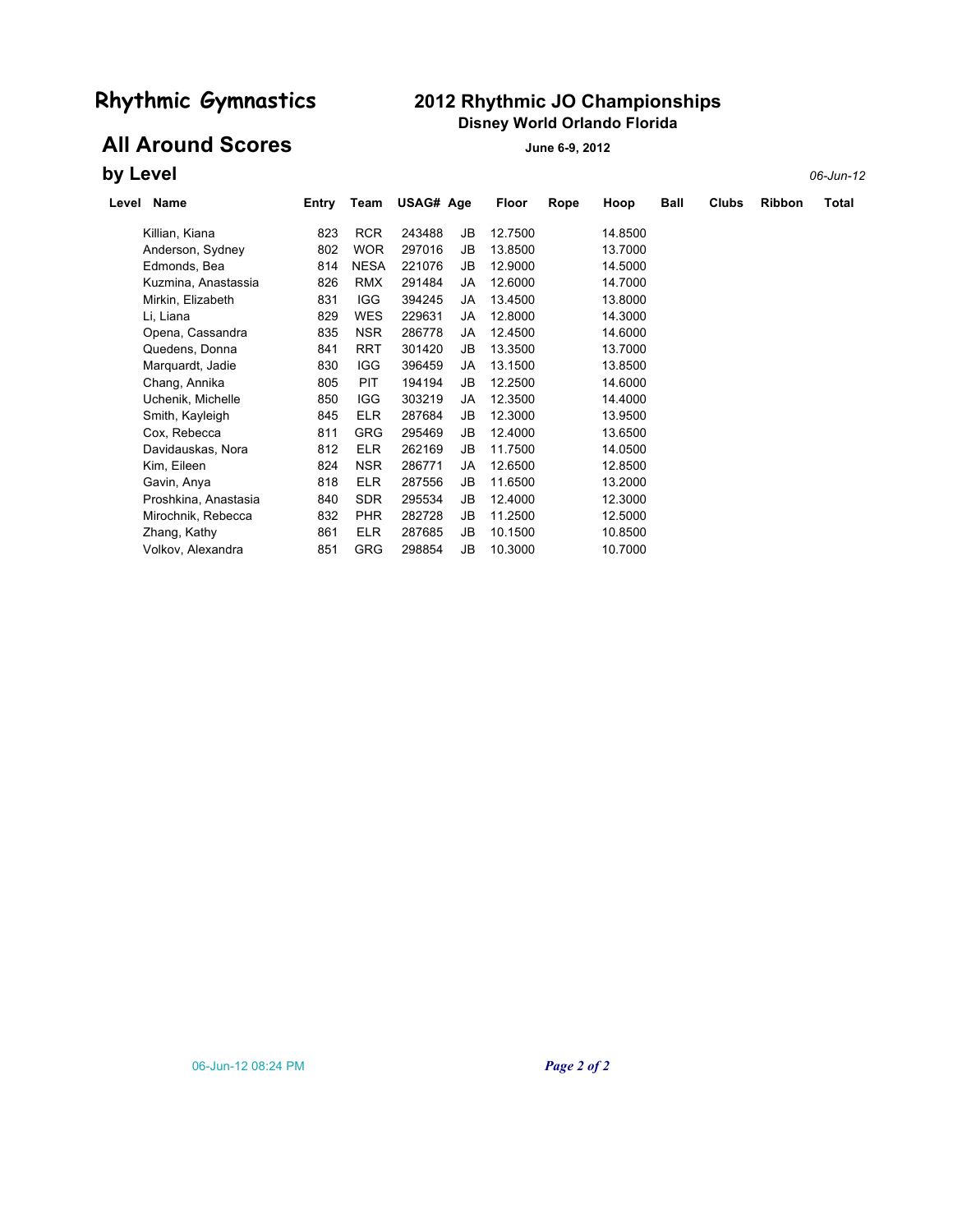# Rhythmic Gymnastics

## 2012 Rhythmic JO Championships

### Disney World Orlando Florida

**June 6-9, 2012**

## All Around Scores

### by Level

*06-Jun-12*

| Level | Name | Entry | Team | USAG# | Age | Floor | Rope | Hoop | Ball | Clubs | Ribbon | Total |
|---|---|---|---|---|---|---|---|---|---|---|---|---|
| | Killian, Kiana | 823 | RCR | 243488 | JB | 12.7500 | | 14.8500 | | | | |
| | Anderson, Sydney | 802 | WOR | 297016 | JB | 13.8500 | | 13.7000 | | | | |
| | Edmonds, Bea | 814 | NESA | 221076 | JB | 12.9000 | | 14.5000 | | | | |
| | Kuzmina, Anastassia | 826 | RMX | 291484 | JA | 12.6000 | | 14.7000 | | | | |
| | Mirkin, Elizabeth | 831 | IGG | 394245 | JA | 13.4500 | | 13.8000 | | | | |
| | Li, Liana | 829 | WES | 229631 | JA | 12.8000 | | 14.3000 | | | | |
| | Opena, Cassandra | 835 | NSR | 286778 | JA | 12.4500 | | 14.6000 | | | | |
| | Quedens, Donna | 841 | RRT | 301420 | JB | 13.3500 | | 13.7000 | | | | |
| | Marquardt, Jadie | 830 | IGG | 396459 | JA | 13.1500 | | 13.8500 | | | | |
| | Chang, Annika | 805 | PIT | 194194 | JB | 12.2500 | | 14.6000 | | | | |
| | Uchenik, Michelle | 850 | IGG | 303219 | JA | 12.3500 | | 14.4000 | | | | |
| | Smith, Kayleigh | 845 | ELR | 287684 | JB | 12.3000 | | 13.9500 | | | | |
| | Cox, Rebecca | 811 | GRG | 295469 | JB | 12.4000 | | 13.6500 | | | | |
| | Davidauskas, Nora | 812 | ELR | 262169 | JB | 11.7500 | | 14.0500 | | | | |
| | Kim, Eileen | 824 | NSR | 286771 | JA | 12.6500 | | 12.8500 | | | | |
| | Gavin, Anya | 818 | ELR | 287556 | JB | 11.6500 | | 13.2000 | | | | |
| | Proshkina, Anastasia | 840 | SDR | 295534 | JB | 12.4000 | | 12.3000 | | | | |
| | Mirochnik, Rebecca | 832 | PHR | 282728 | JB | 11.2500 | | 12.5000 | | | | |
| | Zhang, Kathy | 861 | ELR | 287685 | JB | 10.1500 | | 10.8500 | | | | |
| | Volkov, Alexandra | 851 | GRG | 298854 | JB | 10.3000 | | 10.7000 | | | | |

06-Jun-12 08:24 PM